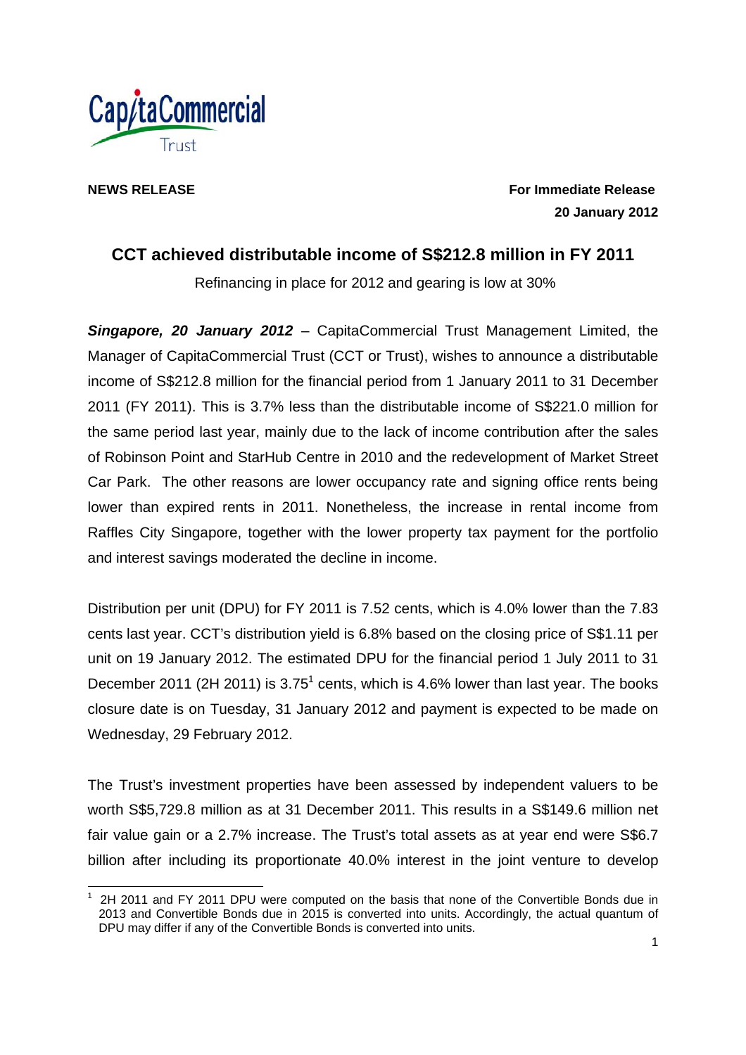**NEWS RELEASE**

**For Immediate Release**
**20 January 2012**

# CCT achieved distributable income of S$212.8 million in FY 2011

Refinancing in place for 2012 and gearing is low at 30%

***Singapore, 20 January 2012*** – CapitaCommercial Trust Management Limited, the Manager of CapitaCommercial Trust (CCT or Trust), wishes to announce a distributable income of S$212.8 million for the financial period from 1 January 2011 to 31 December 2011 (FY 2011). This is 3.7% less than the distributable income of S$221.0 million for the same period last year, mainly due to the lack of income contribution after the sales of Robinson Point and StarHub Centre in 2010 and the redevelopment of Market Street Car Park. The other reasons are lower occupancy rate and signing office rents being lower than expired rents in 2011. Nonetheless, the increase in rental income from Raffles City Singapore, together with the lower property tax payment for the portfolio and interest savings moderated the decline in income.

Distribution per unit (DPU) for FY 2011 is 7.52 cents, which is 4.0% lower than the 7.83 cents last year. CCT's distribution yield is 6.8% based on the closing price of S$1.11 per unit on 19 January 2012. The estimated DPU for the financial period 1 July 2011 to 31 December 2011 (2H 2011) is 3.75[1] cents, which is 4.6% lower than last year. The books closure date is on Tuesday, 31 January 2012 and payment is expected to be made on Wednesday, 29 February 2012.

The Trust's investment properties have been assessed by independent valuers to be worth S$5,729.8 million as at 31 December 2011. This results in a S$149.6 million net fair value gain or a 2.7% increase. The Trust's total assets as at year end were S$6.7 billion after including its proportionate 40.0% interest in the joint venture to develop

[1] 2H 2011 and FY 2011 DPU were computed on the basis that none of the Convertible Bonds due in 2013 and Convertible Bonds due in 2015 is converted into units. Accordingly, the actual quantum of DPU may differ if any of the Convertible Bonds is converted into units.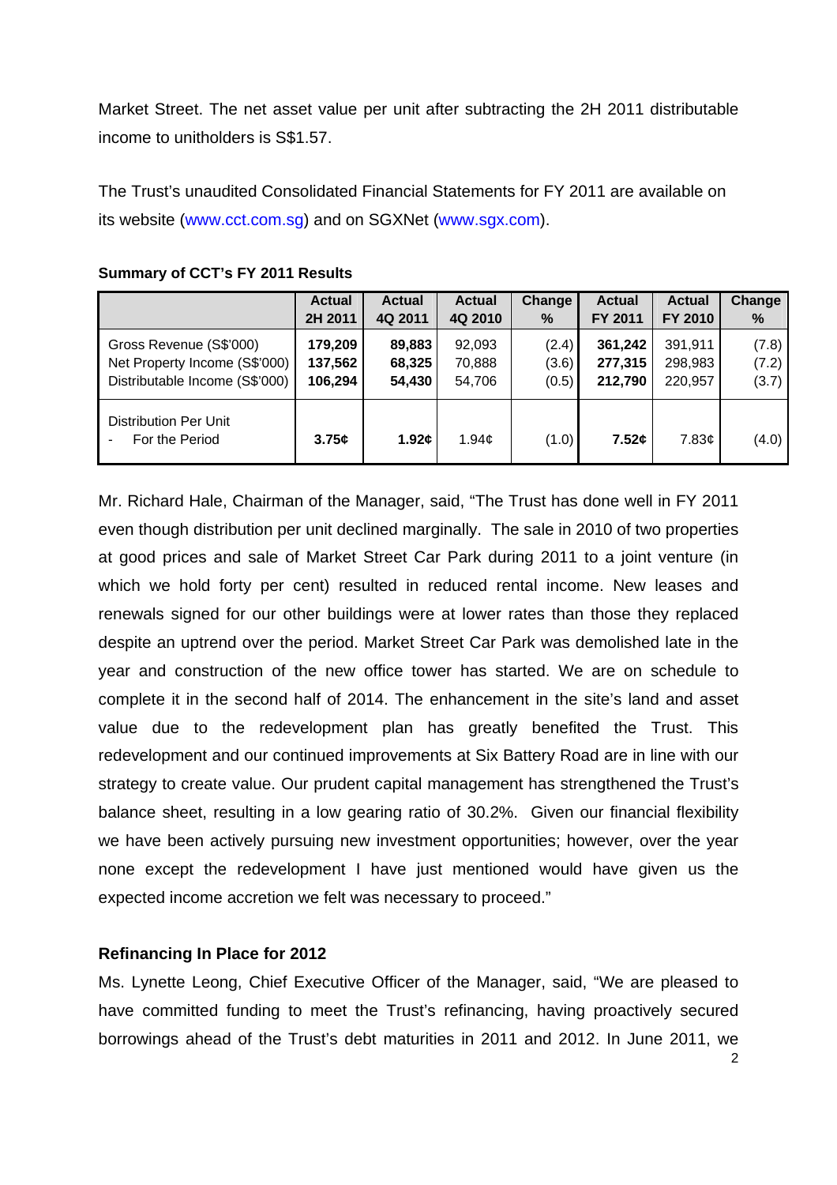Market Street. The net asset value per unit after subtracting the 2H 2011 distributable income to unitholders is S$1.57.

The Trust's unaudited Consolidated Financial Statements for FY 2011 are available on its website (www.cct.com.sg) and on SGXNet (www.sgx.com).

**Summary of CCT's FY 2011 Results**

| | Actual 2H 2011 | Actual 4Q 2011 | Actual 4Q 2010 | Change % | Actual FY 2011 | Actual FY 2010 | Change % |
|---|---|---|---|---|---|---|---|
| Gross Revenue (S$'000) | **179,209** | **89,883** | 92,093 | (2.4) | **361,242** | 391,911 | (7.8) |
| Net Property Income (S$'000) | **137,562** | **68,325** | 70,888 | (3.6) | **277,315** | 298,983 | (7.2) |
| Distributable Income (S$'000) | **106,294** | **54,430** | 54,706 | (0.5) | **212,790** | 220,957 | (3.7) |
| Distribution Per Unit<br>- For the Period | **3.75¢** | **1.92¢** | 1.94¢ | (1.0) | **7.52¢** | 7.83¢ | (4.0) |

Mr. Richard Hale, Chairman of the Manager, said, "The Trust has done well in FY 2011 even though distribution per unit declined marginally. The sale in 2010 of two properties at good prices and sale of Market Street Car Park during 2011 to a joint venture (in which we hold forty per cent) resulted in reduced rental income. New leases and renewals signed for our other buildings were at lower rates than those they replaced despite an uptrend over the period. Market Street Car Park was demolished late in the year and construction of the new office tower has started. We are on schedule to complete it in the second half of 2014. The enhancement in the site's land and asset value due to the redevelopment plan has greatly benefited the Trust. This redevelopment and our continued improvements at Six Battery Road are in line with our strategy to create value. Our prudent capital management has strengthened the Trust's balance sheet, resulting in a low gearing ratio of 30.2%. Given our financial flexibility we have been actively pursuing new investment opportunities; however, over the year none except the redevelopment I have just mentioned would have given us the expected income accretion we felt was necessary to proceed."

**Refinancing In Place for 2012**

Ms. Lynette Leong, Chief Executive Officer of the Manager, said, "We are pleased to have committed funding to meet the Trust's refinancing, having proactively secured borrowings ahead of the Trust's debt maturities in 2011 and 2012. In June 2011, we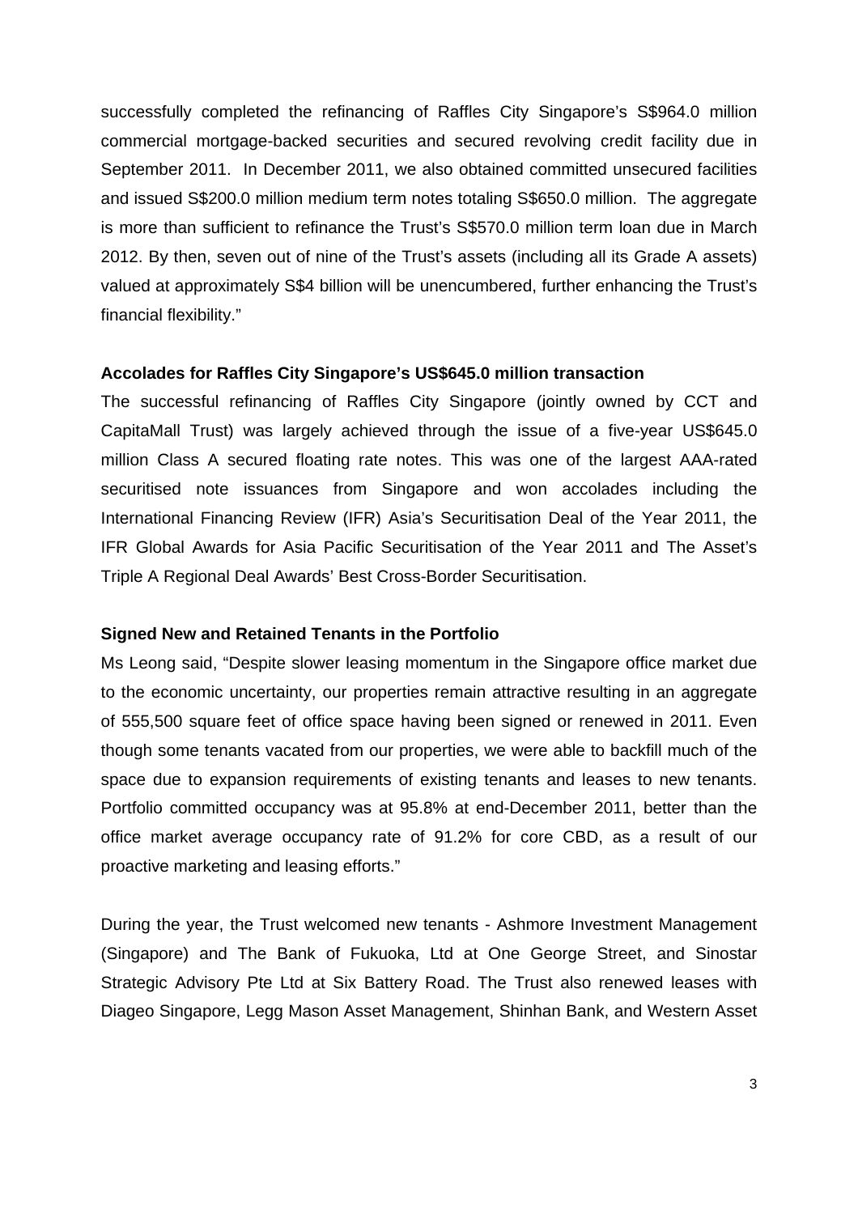successfully completed the refinancing of Raffles City Singapore's S$964.0 million commercial mortgage-backed securities and secured revolving credit facility due in September 2011. In December 2011, we also obtained committed unsecured facilities and issued S$200.0 million medium term notes totaling S$650.0 million. The aggregate is more than sufficient to refinance the Trust's S$570.0 million term loan due in March 2012. By then, seven out of nine of the Trust's assets (including all its Grade A assets) valued at approximately S$4 billion will be unencumbered, further enhancing the Trust's financial flexibility."

**Accolades for Raffles City Singapore's US$645.0 million transaction**

The successful refinancing of Raffles City Singapore (jointly owned by CCT and CapitaMall Trust) was largely achieved through the issue of a five-year US$645.0 million Class A secured floating rate notes. This was one of the largest AAA-rated securitised note issuances from Singapore and won accolades including the International Financing Review (IFR) Asia's Securitisation Deal of the Year 2011, the IFR Global Awards for Asia Pacific Securitisation of the Year 2011 and The Asset's Triple A Regional Deal Awards' Best Cross-Border Securitisation.

**Signed New and Retained Tenants in the Portfolio**

Ms Leong said, "Despite slower leasing momentum in the Singapore office market due to the economic uncertainty, our properties remain attractive resulting in an aggregate of 555,500 square feet of office space having been signed or renewed in 2011. Even though some tenants vacated from our properties, we were able to backfill much of the space due to expansion requirements of existing tenants and leases to new tenants. Portfolio committed occupancy was at 95.8% at end-December 2011, better than the office market average occupancy rate of 91.2% for core CBD, as a result of our proactive marketing and leasing efforts."

During the year, the Trust welcomed new tenants - Ashmore Investment Management (Singapore) and The Bank of Fukuoka, Ltd at One George Street, and Sinostar Strategic Advisory Pte Ltd at Six Battery Road. The Trust also renewed leases with Diageo Singapore, Legg Mason Asset Management, Shinhan Bank, and Western Asset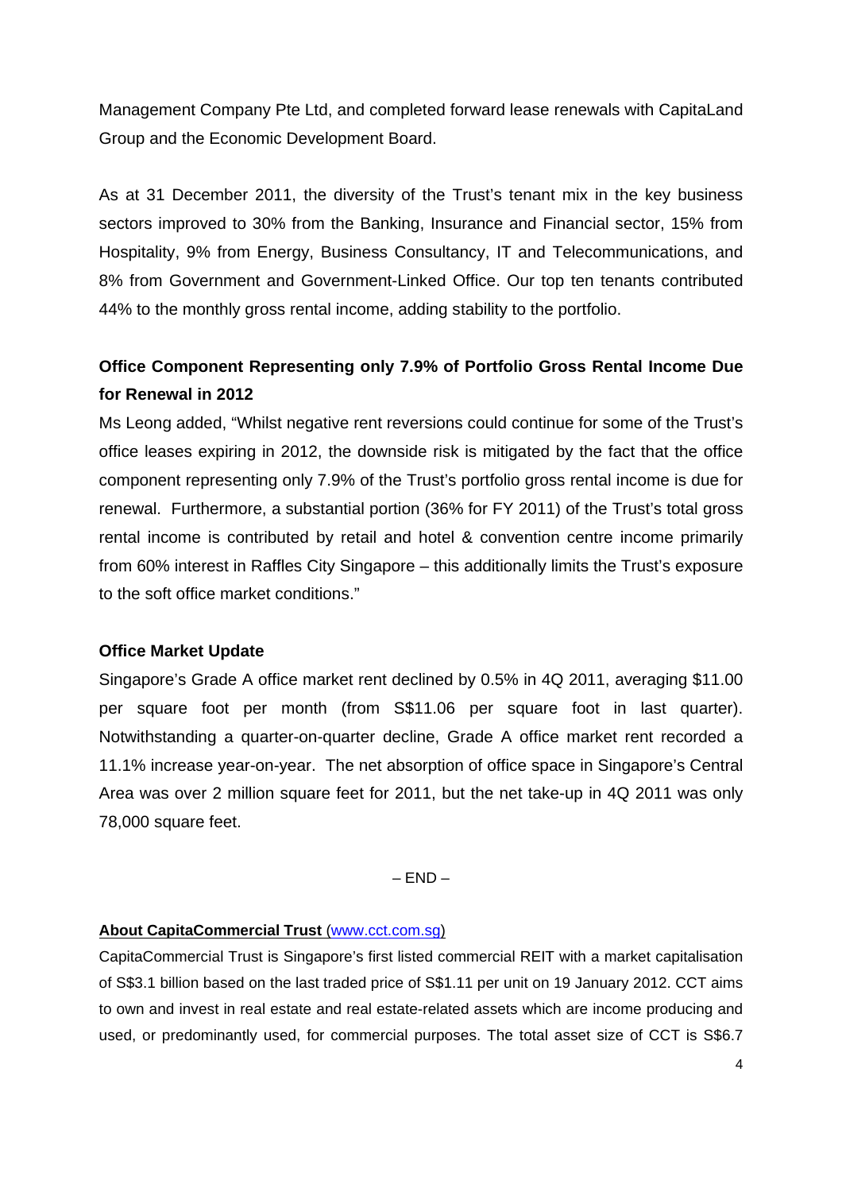Management Company Pte Ltd, and completed forward lease renewals with CapitaLand Group and the Economic Development Board.

As at 31 December 2011, the diversity of the Trust's tenant mix in the key business sectors improved to 30% from the Banking, Insurance and Financial sector, 15% from Hospitality, 9% from Energy, Business Consultancy, IT and Telecommunications, and 8% from Government and Government-Linked Office. Our top ten tenants contributed 44% to the monthly gross rental income, adding stability to the portfolio.

**Office Component Representing only 7.9% of Portfolio Gross Rental Income Due for Renewal in 2012**

Ms Leong added, "Whilst negative rent reversions could continue for some of the Trust's office leases expiring in 2012, the downside risk is mitigated by the fact that the office component representing only 7.9% of the Trust's portfolio gross rental income is due for renewal. Furthermore, a substantial portion (36% for FY 2011) of the Trust's total gross rental income is contributed by retail and hotel & convention centre income primarily from 60% interest in Raffles City Singapore – this additionally limits the Trust's exposure to the soft office market conditions."

**Office Market Update**

Singapore's Grade A office market rent declined by 0.5% in 4Q 2011, averaging $11.00 per square foot per month (from S$11.06 per square foot in last quarter). Notwithstanding a quarter-on-quarter decline, Grade A office market rent recorded a 11.1% increase year-on-year. The net absorption of office space in Singapore's Central Area was over 2 million square feet for 2011, but the net take-up in 4Q 2011 was only 78,000 square feet.

– END –

**About CapitaCommercial Trust** (www.cct.com.sg)

CapitaCommercial Trust is Singapore's first listed commercial REIT with a market capitalisation of S$3.1 billion based on the last traded price of S$1.11 per unit on 19 January 2012. CCT aims to own and invest in real estate and real estate-related assets which are income producing and used, or predominantly used, for commercial purposes. The total asset size of CCT is S$6.7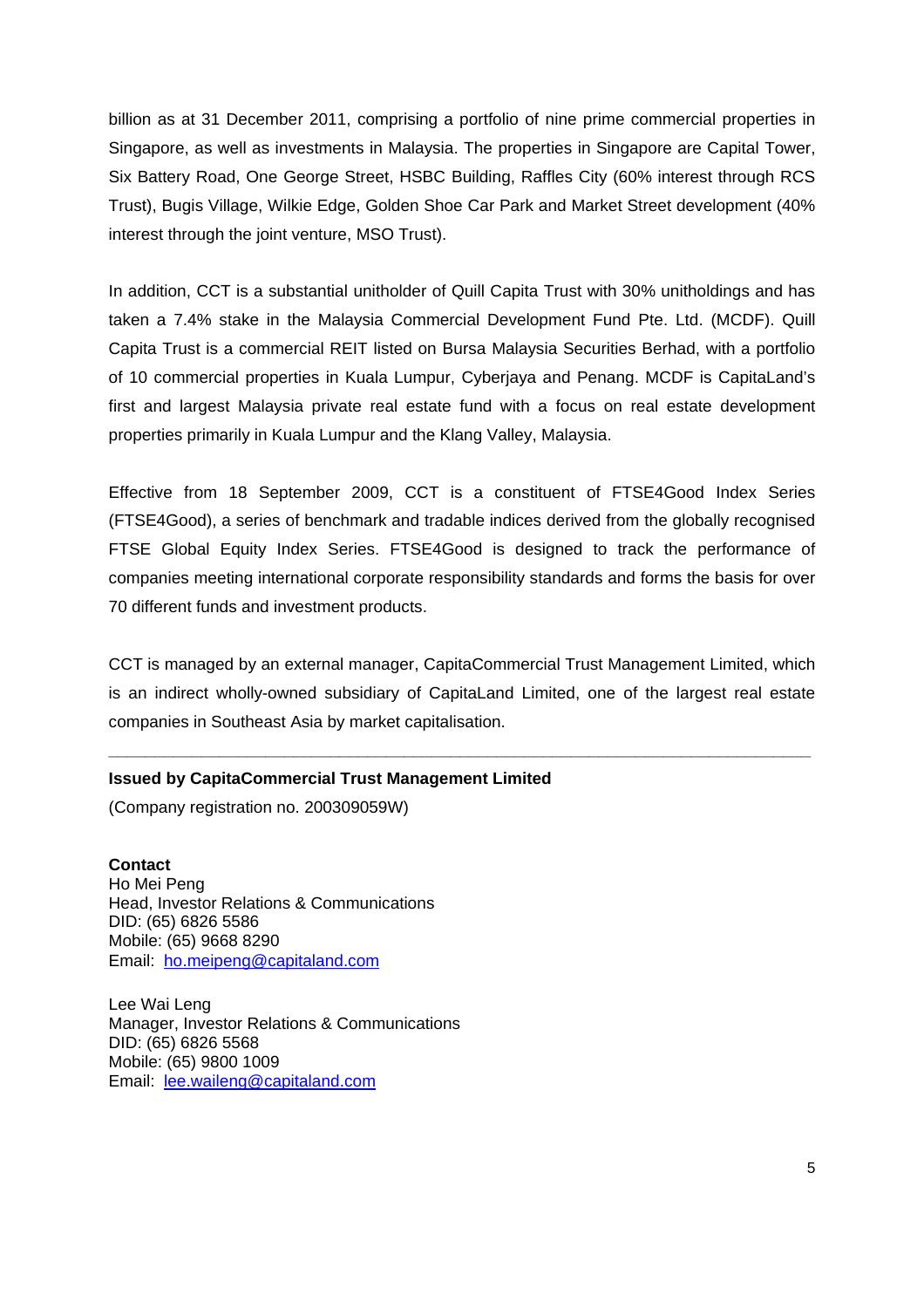billion as at 31 December 2011, comprising a portfolio of nine prime commercial properties in Singapore, as well as investments in Malaysia. The properties in Singapore are Capital Tower, Six Battery Road, One George Street, HSBC Building, Raffles City (60% interest through RCS Trust), Bugis Village, Wilkie Edge, Golden Shoe Car Park and Market Street development (40% interest through the joint venture, MSO Trust).

In addition, CCT is a substantial unitholder of Quill Capita Trust with 30% unitholdings and has taken a 7.4% stake in the Malaysia Commercial Development Fund Pte. Ltd. (MCDF). Quill Capita Trust is a commercial REIT listed on Bursa Malaysia Securities Berhad, with a portfolio of 10 commercial properties in Kuala Lumpur, Cyberjaya and Penang. MCDF is CapitaLand's first and largest Malaysia private real estate fund with a focus on real estate development properties primarily in Kuala Lumpur and the Klang Valley, Malaysia.

Effective from 18 September 2009, CCT is a constituent of FTSE4Good Index Series (FTSE4Good), a series of benchmark and tradable indices derived from the globally recognised FTSE Global Equity Index Series. FTSE4Good is designed to track the performance of companies meeting international corporate responsibility standards and forms the basis for over 70 different funds and investment products.

CCT is managed by an external manager, CapitaCommercial Trust Management Limited, which is an indirect wholly-owned subsidiary of CapitaLand Limited, one of the largest real estate companies in Southeast Asia by market capitalisation.

---

**Issued by CapitaCommercial Trust Management Limited**

(Company registration no. 200309059W)

**Contact**

Ho Mei Peng  
Head, Investor Relations & Communications  
DID: (65) 6826 5586  
Mobile: (65) 9668 8290  
Email: ho.meipeng@capitaland.com

Lee Wai Leng  
Manager, Investor Relations & Communications  
DID: (65) 6826 5568  
Mobile: (65) 9800 1009  
Email: lee.waileng@capitaland.com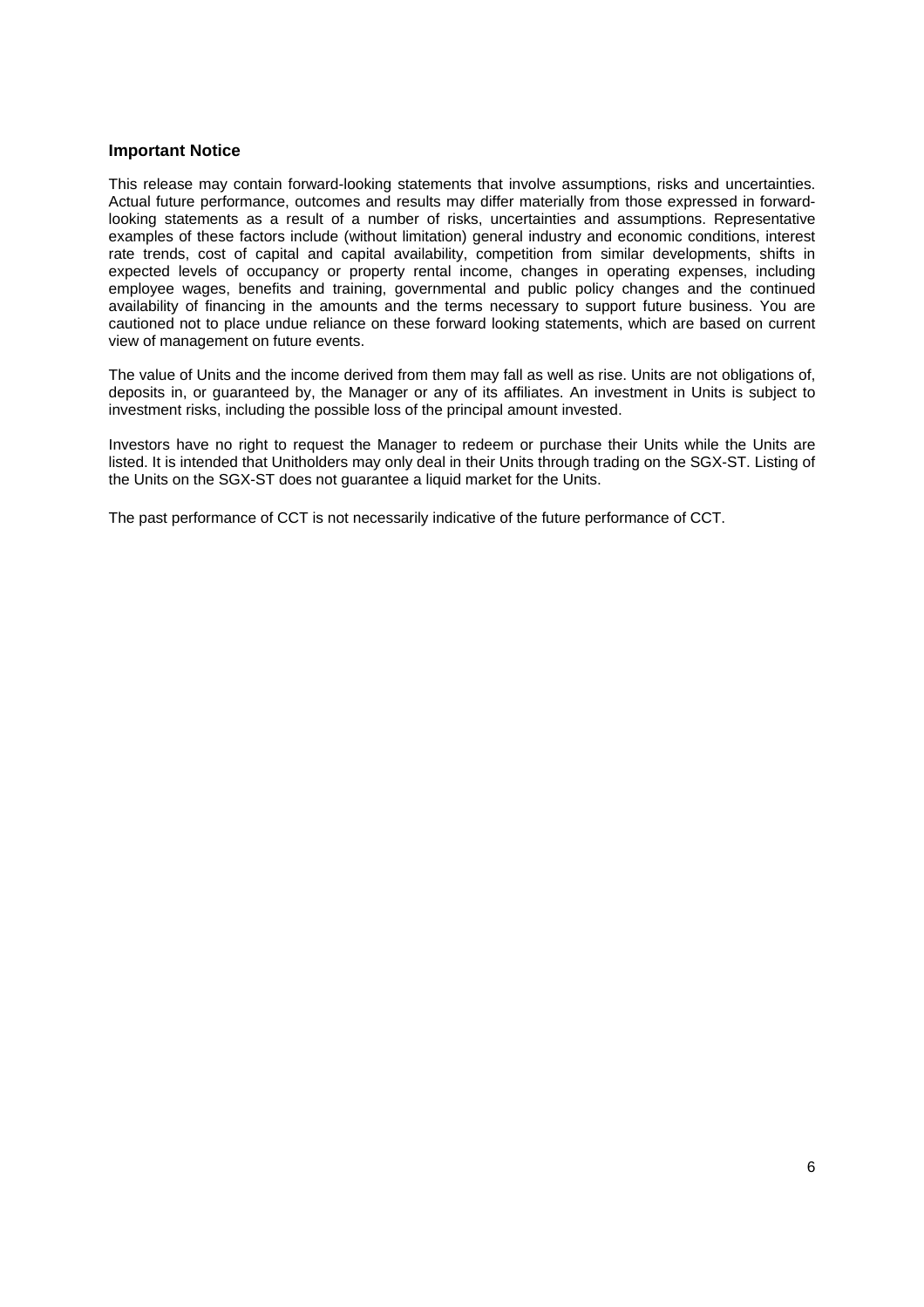### Important Notice

This release may contain forward-looking statements that involve assumptions, risks and uncertainties. Actual future performance, outcomes and results may differ materially from those expressed in forward-looking statements as a result of a number of risks, uncertainties and assumptions. Representative examples of these factors include (without limitation) general industry and economic conditions, interest rate trends, cost of capital and capital availability, competition from similar developments, shifts in expected levels of occupancy or property rental income, changes in operating expenses, including employee wages, benefits and training, governmental and public policy changes and the continued availability of financing in the amounts and the terms necessary to support future business. You are cautioned not to place undue reliance on these forward looking statements, which are based on current view of management on future events.

The value of Units and the income derived from them may fall as well as rise. Units are not obligations of, deposits in, or guaranteed by, the Manager or any of its affiliates. An investment in Units is subject to investment risks, including the possible loss of the principal amount invested.

Investors have no right to request the Manager to redeem or purchase their Units while the Units are listed. It is intended that Unitholders may only deal in their Units through trading on the SGX-ST. Listing of the Units on the SGX-ST does not guarantee a liquid market for the Units.

The past performance of CCT is not necessarily indicative of the future performance of CCT.